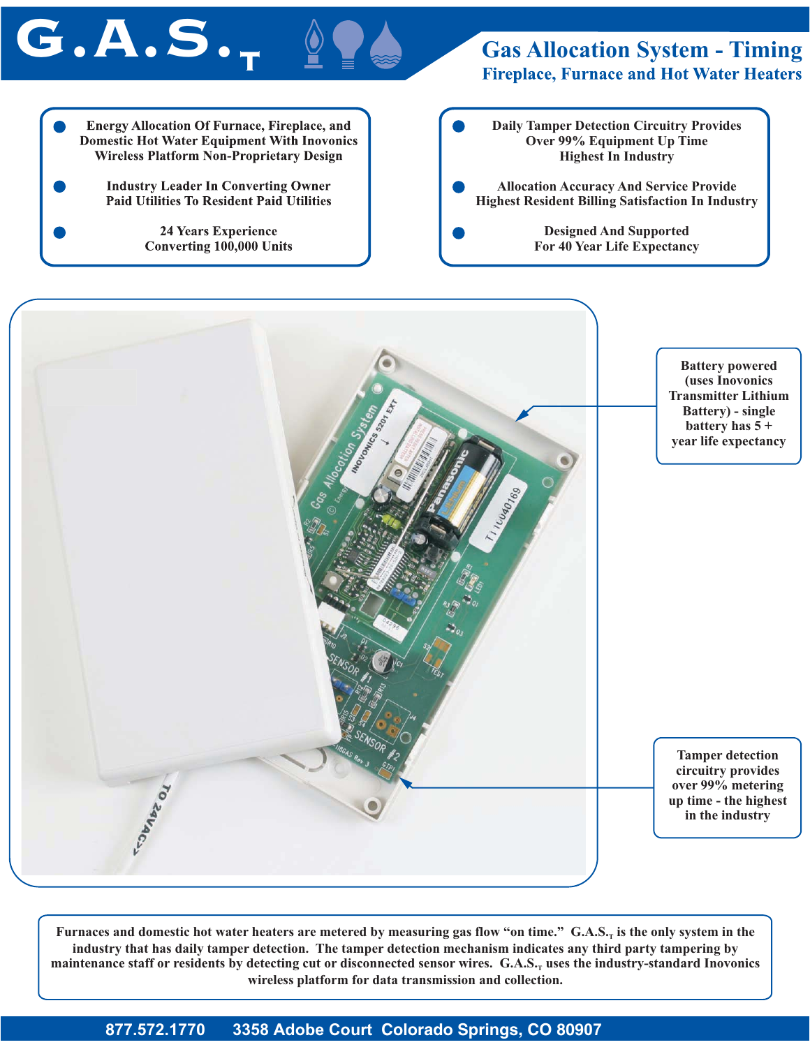# G.A.S.$_T$

## Gas Allocation System - Timing

### Fireplace, Furnace and Hot Water Heaters

- Energy Allocation Of Furnace, Fireplace, and Domestic Hot Water Equipment With Inovonics Wireless Platform Non-Proprietary Design
- Industry Leader In Converting Owner Paid Utilities To Resident Paid Utilities
- 24 Years Experience Converting 100,000 Units

- Daily Tamper Detection Circuitry Provides Over 99% Equipment Up Time Highest In Industry
- Allocation Accuracy And Service Provide Highest Resident Billing Satisfaction In Industry
- Designed And Supported For 40 Year Life Expectancy

Battery powered (uses Inovonics Transmitter Lithium Battery) - single battery has 5 + year life expectancy

Tamper detection circuitry provides over 99% metering up time - the highest in the industry

Furnaces and domestic hot water heaters are metered by measuring gas flow "on time." G.A.S.$_T$ is the only system in the industry that has daily tamper detection. The tamper detection mechanism indicates any third party tampering by maintenance staff or residents by detecting cut or disconnected sensor wires. G.A.S.$_T$ uses the industry-standard Inovonics wireless platform for data transmission and collection.

877.572.1770 3358 Adobe Court Colorado Springs, CO 80907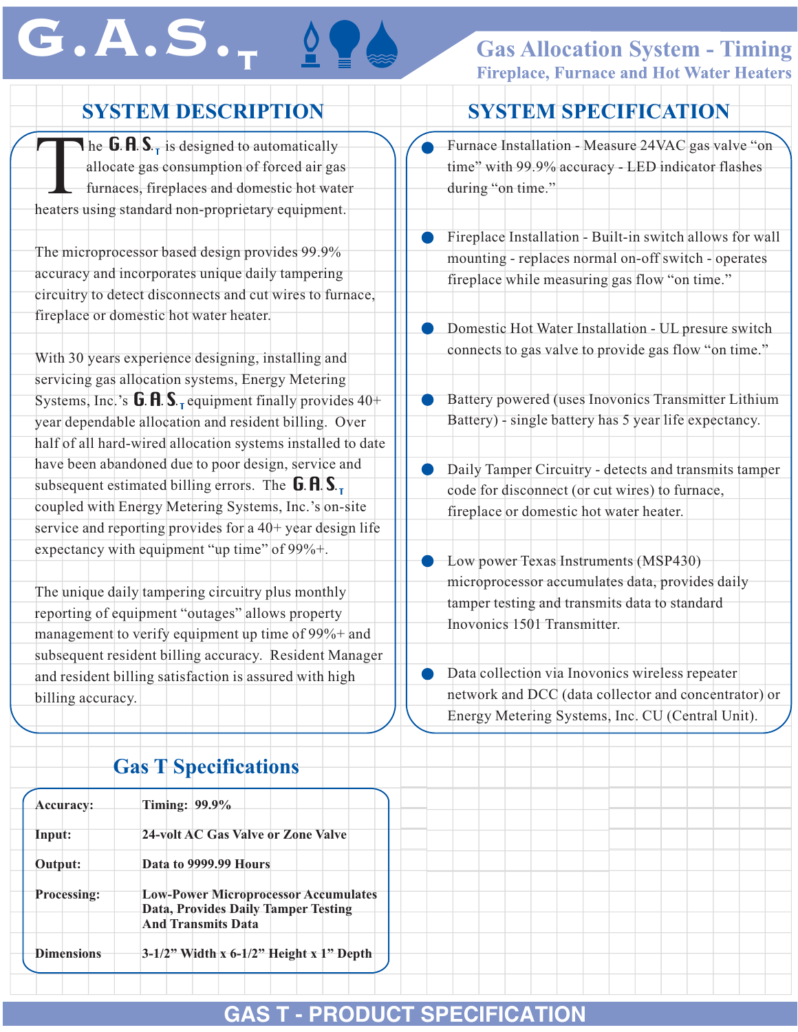# G.A.S.$_T$

## Gas Allocation System - Timing

### Fireplace, Furnace and Hot Water Heaters

## SYSTEM DESCRIPTION

The G.A.S.$_T$ is designed to automatically allocate gas consumption of forced air gas furnaces, fireplaces and domestic hot water heaters using standard non-proprietary equipment.

The microprocessor based design provides 99.9% accuracy and incorporates unique daily tampering circuitry to detect disconnects and cut wires to furnace, fireplace or domestic hot water heater.

With 30 years experience designing, installing and servicing gas allocation systems, Energy Metering Systems, Inc.'s G.A.S.$_T$ equipment finally provides 40+ year dependable allocation and resident billing. Over half of all hard-wired allocation systems installed to date have been abandoned due to poor design, service and subsequent estimated billing errors. The G.A.S.$_T$ coupled with Energy Metering Systems, Inc.'s on-site service and reporting provides for a 40+ year design life expectancy with equipment "up time" of 99%+.

The unique daily tampering circuitry plus monthly reporting of equipment "outages" allows property management to verify equipment up time of 99%+ and subsequent resident billing accuracy. Resident Manager and resident billing satisfaction is assured with high billing accuracy.

## SYSTEM SPECIFICATION

- Furnace Installation - Measure 24VAC gas valve "on time" with 99.9% accuracy - LED indicator flashes during "on time."
- Fireplace Installation - Built-in switch allows for wall mounting - replaces normal on-off switch - operates fireplace while measuring gas flow "on time."
- Domestic Hot Water Installation - UL presure switch connects to gas valve to provide gas flow "on time."
- Battery powered (uses Inovonics Transmitter Lithium Battery) - single battery has 5 year life expectancy.
- Daily Tamper Circuitry - detects and transmits tamper code for disconnect (or cut wires) to furnace, fireplace or domestic hot water heater.
- Low power Texas Instruments (MSP430) microprocessor accumulates data, provides daily tamper testing and transmits data to standard Inovonics 1501 Transmitter.
- Data collection via Inovonics wireless repeater network and DCC (data collector and concentrator) or Energy Metering Systems, Inc. CU (Central Unit).

## Gas T Specifications

| | |
|---|---|
| **Accuracy:** | **Timing: 99.9%** |
| **Input:** | **24-volt AC Gas Valve or Zone Valve** |
| **Output:** | **Data to 9999.99 Hours** |
| **Processing:** | **Low-Power Microprocessor Accumulates Data, Provides Daily Tamper Testing And Transmits Data** |
| **Dimensions** | **3-1/2" Width x 6-1/2" Height x 1" Depth** |

## GAS T - PRODUCT SPECIFICATION